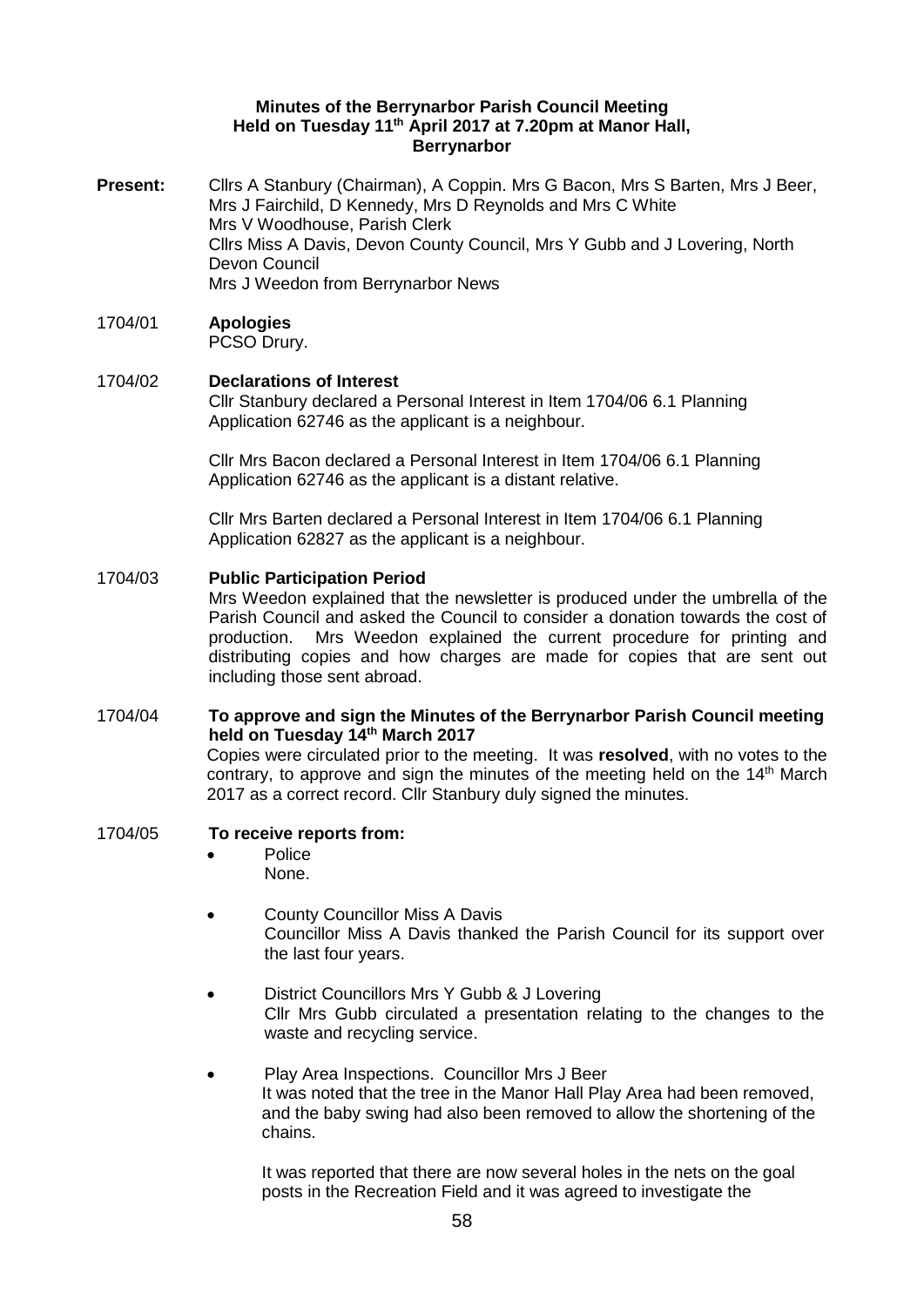**Minutes of the Berrynarbor Parish Council Meeting**
**Held on Tuesday 11th April 2017 at 7.20pm at Manor Hall, Berrynarbor**

**Present:** Cllrs A Stanbury (Chairman), A Coppin. Mrs G Bacon, Mrs S Barten, Mrs J Beer, Mrs J Fairchild, D Kennedy, Mrs D Reynolds and Mrs C White
Mrs V Woodhouse, Parish Clerk
Cllrs Miss A Davis, Devon County Council, Mrs Y Gubb and J Lovering, North Devon Council
Mrs J Weedon from Berrynarbor News

1704/01 **Apologies**

PCSO Drury.

1704/02 **Declarations of Interest**

Cllr Stanbury declared a Personal Interest in Item 1704/06 6.1 Planning Application 62746 as the applicant is a neighbour.

Cllr Mrs Bacon declared a Personal Interest in Item 1704/06 6.1 Planning Application 62746 as the applicant is a distant relative.

Cllr Mrs Barten declared a Personal Interest in Item 1704/06 6.1 Planning Application 62827 as the applicant is a neighbour.

1704/03 **Public Participation Period**

Mrs Weedon explained that the newsletter is produced under the umbrella of the Parish Council and asked the Council to consider a donation towards the cost of production. Mrs Weedon explained the current procedure for printing and distributing copies and how charges are made for copies that are sent out including those sent abroad.

1704/04 **To approve and sign the Minutes of the Berrynarbor Parish Council meeting held on Tuesday 14th March 2017**

Copies were circulated prior to the meeting. It was **resolved**, with no votes to the contrary, to approve and sign the minutes of the meeting held on the 14th March 2017 as a correct record. Cllr Stanbury duly signed the minutes.

1704/05 **To receive reports from:**

- Police
  None.

- County Councillor Miss A Davis
  Councillor Miss A Davis thanked the Parish Council for its support over the last four years.

- District Councillors Mrs Y Gubb & J Lovering
  Cllr Mrs Gubb circulated a presentation relating to the changes to the waste and recycling service.

- Play Area Inspections. Councillor Mrs J Beer
  It was noted that the tree in the Manor Hall Play Area had been removed, and the baby swing had also been removed to allow the shortening of the chains.

  It was reported that there are now several holes in the nets on the goal posts in the Recreation Field and it was agreed to investigate the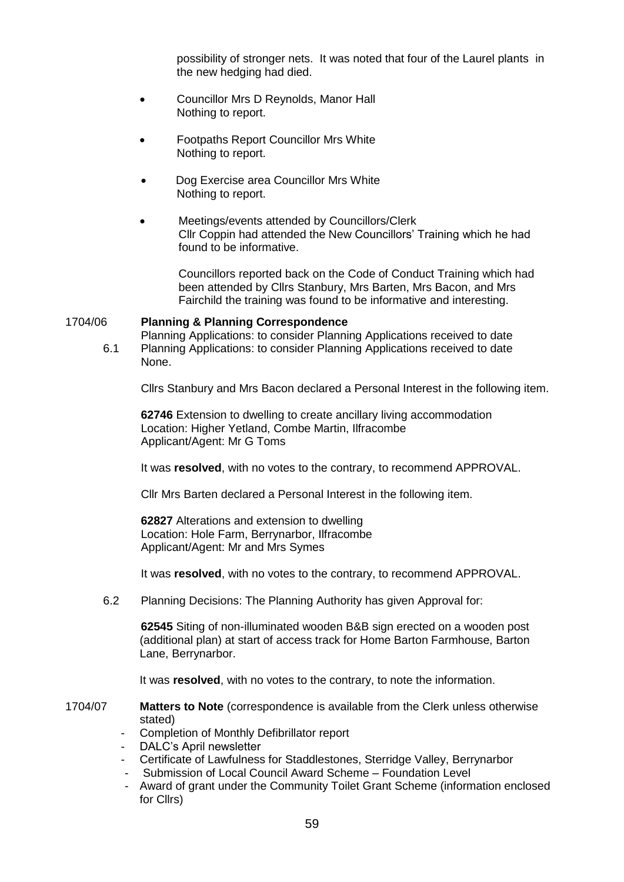possibility of stronger nets. It was noted that four of the Laurel plants in the new hedging had died.

- Councillor Mrs D Reynolds, Manor Hall
  Nothing to report.

- Footpaths Report Councillor Mrs White
  Nothing to report.

- Dog Exercise area Councillor Mrs White
  Nothing to report.

- Meetings/events attended by Councillors/Clerk
  Cllr Coppin had attended the New Councillors' Training which he had found to be informative.

  Councillors reported back on the Code of Conduct Training which had been attended by Cllrs Stanbury, Mrs Barten, Mrs Bacon, and Mrs Fairchild the training was found to be informative and interesting.

1704/06 **Planning & Planning Correspondence**

Planning Applications: to consider Planning Applications received to date

6.1 Planning Applications: to consider Planning Applications received to date
None.

Cllrs Stanbury and Mrs Bacon declared a Personal Interest in the following item.

**62746** Extension to dwelling to create ancillary living accommodation
Location: Higher Yetland, Combe Martin, Ilfracombe
Applicant/Agent: Mr G Toms

It was **resolved**, with no votes to the contrary, to recommend APPROVAL.

Cllr Mrs Barten declared a Personal Interest in the following item.

**62827** Alterations and extension to dwelling
Location: Hole Farm, Berrynarbor, Ilfracombe
Applicant/Agent: Mr and Mrs Symes

It was **resolved**, with no votes to the contrary, to recommend APPROVAL.

6.2 Planning Decisions: The Planning Authority has given Approval for:

**62545** Siting of non-illuminated wooden B&B sign erected on a wooden post (additional plan) at start of access track for Home Barton Farmhouse, Barton Lane, Berrynarbor.

It was **resolved**, with no votes to the contrary, to note the information.

1704/07 **Matters to Note** (correspondence is available from the Clerk unless otherwise stated)

- Completion of Monthly Defibrillator report
- DALC's April newsletter
- Certificate of Lawfulness for Staddlestones, Sterridge Valley, Berrynarbor
- Submission of Local Council Award Scheme – Foundation Level
- Award of grant under the Community Toilet Grant Scheme (information enclosed for Cllrs)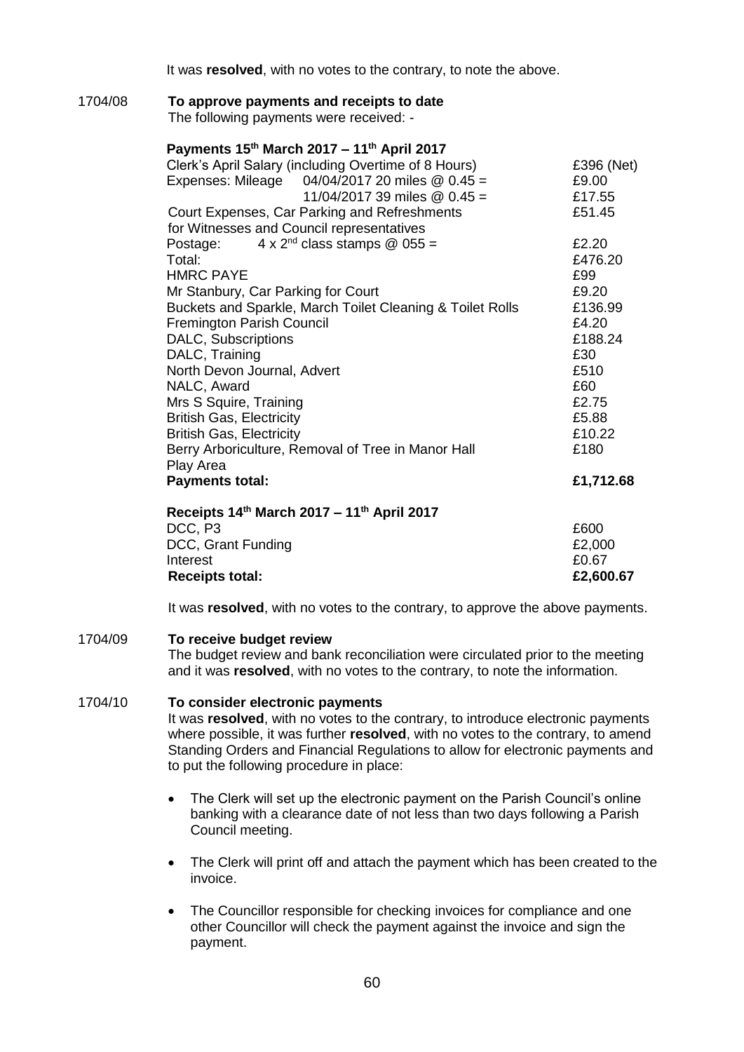It was **resolved**, with no votes to the contrary, to note the above.

1704/08 **To approve payments and receipts to date**

The following payments were received: -

**Payments 15th March 2017 – 11th April 2017**

| | |
|---|---|
| Clerk's April Salary (including Overtime of 8 Hours) | £396 (Net) |
| Expenses: Mileage 04/04/2017 20 miles @ 0.45 = | £9.00 |
| 11/04/2017 39 miles @ 0.45 = | £17.55 |
| Court Expenses, Car Parking and Refreshments for Witnesses and Council representatives | £51.45 |
| Postage: 4 x 2nd class stamps @ 055 = | £2.20 |
| Total: | £476.20 |
| HMRC PAYE | £99 |
| Mr Stanbury, Car Parking for Court | £9.20 |
| Buckets and Sparkle, March Toilet Cleaning & Toilet Rolls | £136.99 |
| Fremington Parish Council | £4.20 |
| DALC, Subscriptions | £188.24 |
| DALC, Training | £30 |
| North Devon Journal, Advert | £510 |
| NALC, Award | £60 |
| Mrs S Squire, Training | £2.75 |
| British Gas, Electricity | £5.88 |
| British Gas, Electricity | £10.22 |
| Berry Arboriculture, Removal of Tree in Manor Hall Play Area | £180 |
| **Payments total:** | **£1,712.68** |

**Receipts 14th March 2017 – 11th April 2017**

| | |
|---|---|
| DCC, P3 | £600 |
| DCC, Grant Funding | £2,000 |
| Interest | £0.67 |
| **Receipts total:** | **£2,600.67** |

It was **resolved**, with no votes to the contrary, to approve the above payments.

1704/09 **To receive budget review**

The budget review and bank reconciliation were circulated prior to the meeting and it was **resolved**, with no votes to the contrary, to note the information.

1704/10 **To consider electronic payments**

It was **resolved**, with no votes to the contrary, to introduce electronic payments where possible, it was further **resolved**, with no votes to the contrary, to amend Standing Orders and Financial Regulations to allow for electronic payments and to put the following procedure in place:

- The Clerk will set up the electronic payment on the Parish Council's online banking with a clearance date of not less than two days following a Parish Council meeting.
- The Clerk will print off and attach the payment which has been created to the invoice.
- The Councillor responsible for checking invoices for compliance and one other Councillor will check the payment against the invoice and sign the payment.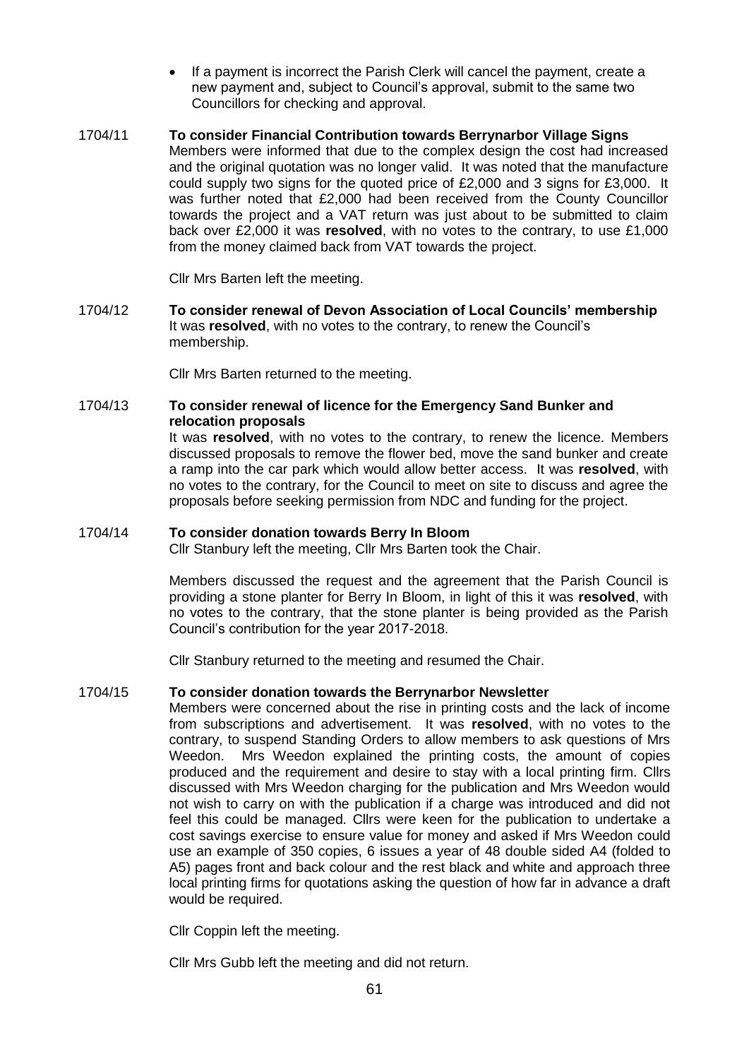- If a payment is incorrect the Parish Clerk will cancel the payment, create a new payment and, subject to Council's approval, submit to the same two Councillors for checking and approval.

**1704/11 To consider Financial Contribution towards Berrynarbor Village Signs**

Members were informed that due to the complex design the cost had increased and the original quotation was no longer valid. It was noted that the manufacture could supply two signs for the quoted price of £2,000 and 3 signs for £3,000. It was further noted that £2,000 had been received from the County Councillor towards the project and a VAT return was just about to be submitted to claim back over £2,000 it was **resolved**, with no votes to the contrary, to use £1,000 from the money claimed back from VAT towards the project.

Cllr Mrs Barten left the meeting.

**1704/12 To consider renewal of Devon Association of Local Councils' membership**

It was **resolved**, with no votes to the contrary, to renew the Council's membership.

Cllr Mrs Barten returned to the meeting.

**1704/13 To consider renewal of licence for the Emergency Sand Bunker and relocation proposals**

It was **resolved**, with no votes to the contrary, to renew the licence. Members discussed proposals to remove the flower bed, move the sand bunker and create a ramp into the car park which would allow better access. It was **resolved**, with no votes to the contrary, for the Council to meet on site to discuss and agree the proposals before seeking permission from NDC and funding for the project.

**1704/14 To consider donation towards Berry In Bloom**

Cllr Stanbury left the meeting, Cllr Mrs Barten took the Chair.

Members discussed the request and the agreement that the Parish Council is providing a stone planter for Berry In Bloom, in light of this it was **resolved**, with no votes to the contrary, that the stone planter is being provided as the Parish Council's contribution for the year 2017-2018.

Cllr Stanbury returned to the meeting and resumed the Chair.

**1704/15 To consider donation towards the Berrynarbor Newsletter**

Members were concerned about the rise in printing costs and the lack of income from subscriptions and advertisement. It was **resolved**, with no votes to the contrary, to suspend Standing Orders to allow members to ask questions of Mrs Weedon. Mrs Weedon explained the printing costs, the amount of copies produced and the requirement and desire to stay with a local printing firm. Cllrs discussed with Mrs Weedon charging for the publication and Mrs Weedon would not wish to carry on with the publication if a charge was introduced and did not feel this could be managed. Cllrs were keen for the publication to undertake a cost savings exercise to ensure value for money and asked if Mrs Weedon could use an example of 350 copies, 6 issues a year of 48 double sided A4 (folded to A5) pages front and back colour and the rest black and white and approach three local printing firms for quotations asking the question of how far in advance a draft would be required.

Cllr Coppin left the meeting.

Cllr Mrs Gubb left the meeting and did not return.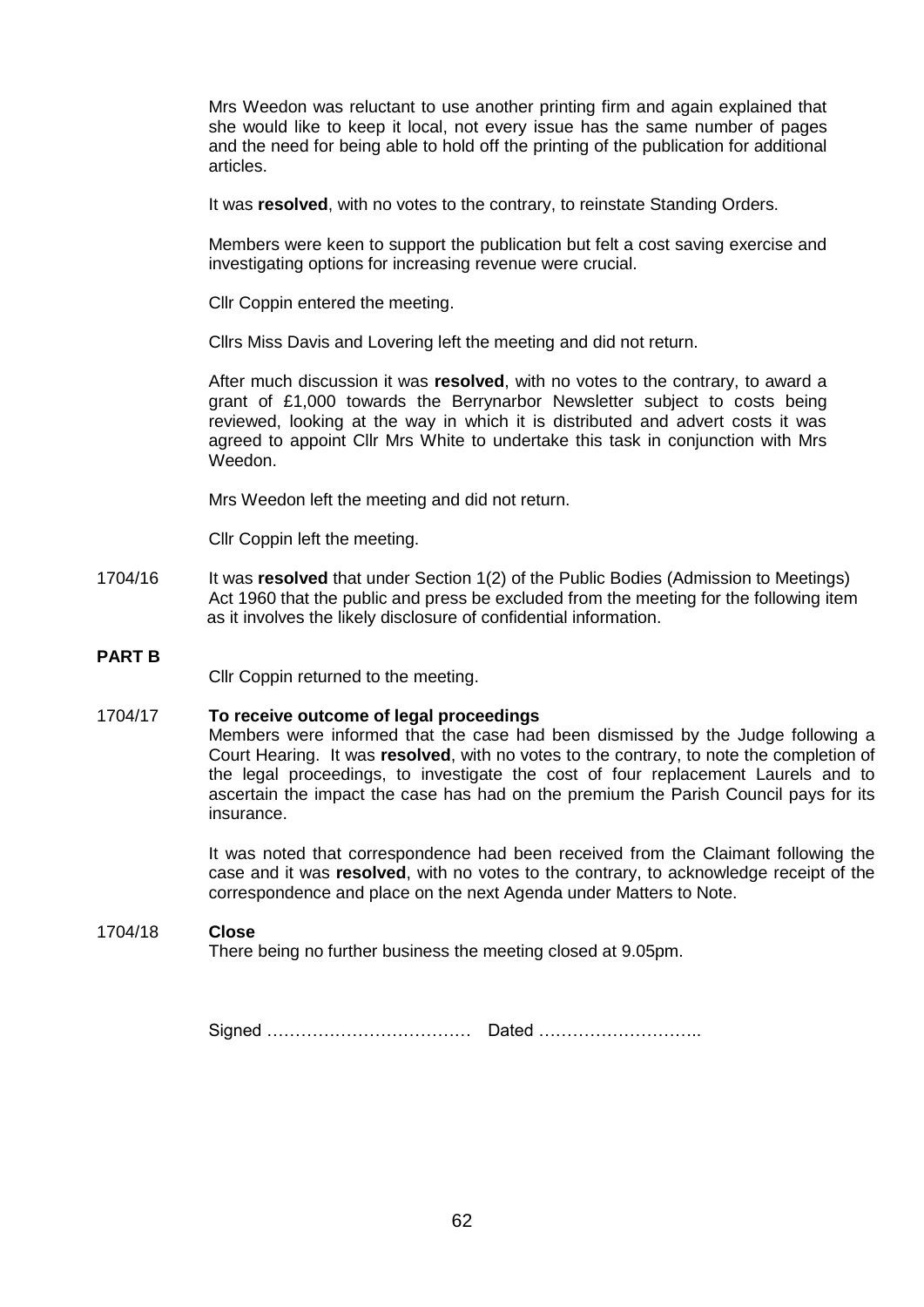Mrs Weedon was reluctant to use another printing firm and again explained that she would like to keep it local, not every issue has the same number of pages and the need for being able to hold off the printing of the publication for additional articles.

It was **resolved**, with no votes to the contrary, to reinstate Standing Orders.

Members were keen to support the publication but felt a cost saving exercise and investigating options for increasing revenue were crucial.

Cllr Coppin entered the meeting.

Cllrs Miss Davis and Lovering left the meeting and did not return.

After much discussion it was **resolved**, with no votes to the contrary, to award a grant of £1,000 towards the Berrynarbor Newsletter subject to costs being reviewed, looking at the way in which it is distributed and advert costs it was agreed to appoint Cllr Mrs White to undertake this task in conjunction with Mrs Weedon.

Mrs Weedon left the meeting and did not return.

Cllr Coppin left the meeting.

1704/16 It was **resolved** that under Section 1(2) of the Public Bodies (Admission to Meetings) Act 1960 that the public and press be excluded from the meeting for the following item as it involves the likely disclosure of confidential information.

**PART B**

Cllr Coppin returned to the meeting.

1704/17 **To receive outcome of legal proceedings**

Members were informed that the case had been dismissed by the Judge following a Court Hearing. It was **resolved**, with no votes to the contrary, to note the completion of the legal proceedings, to investigate the cost of four replacement Laurels and to ascertain the impact the case has had on the premium the Parish Council pays for its insurance.

It was noted that correspondence had been received from the Claimant following the case and it was **resolved**, with no votes to the contrary, to acknowledge receipt of the correspondence and place on the next Agenda under Matters to Note.

1704/18 **Close**

There being no further business the meeting closed at 9.05pm.

Signed ……………………………… Dated ………………………..